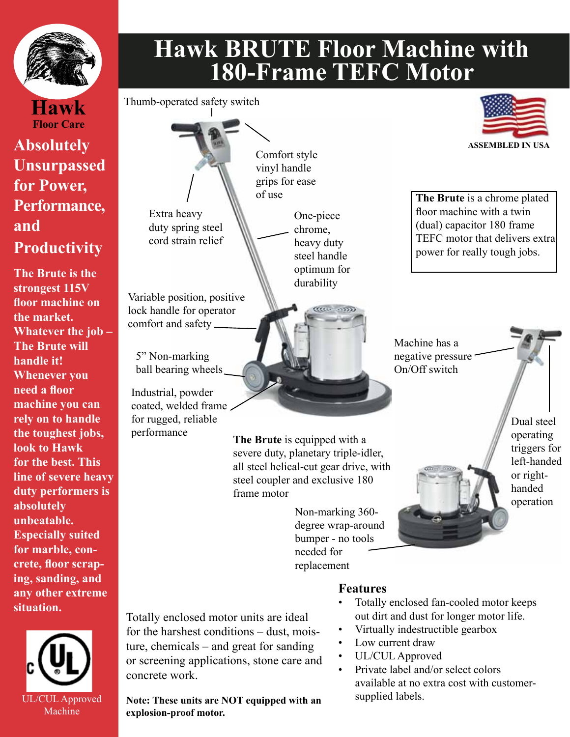# Hawk BRUTE Floor Machine with 180-Frame TEFC Motor

**Hawk**
**Floor Care**

## Absolutely Unsurpassed for Power, Performance, and Productivity

**The Brute is the strongest 115V floor machine on the market. Whatever the job – The Brute will handle it! Whenever you need a floor machine you can rely on to handle the toughest jobs, look to Hawk for the best. This line of severe heavy duty performers is absolutely unbeatable. Especially suited for marble, concrete, floor scraping, sanding, and any other extreme situation.**

UL/CUL Approved Machine

ASSEMBLED IN USA

**The Brute** is a chrome plated floor machine with a twin (dual) capacitor 180 frame TEFC motor that delivers extra power for really tough jobs.

- Thumb-operated safety switch
- Comfort style vinyl handle grips for ease of use
- Extra heavy duty spring steel cord strain relief
- One-piece chrome, heavy duty steel handle optimum for durability
- Variable position, positive lock handle for operator comfort and safety
- 5" Non-marking ball bearing wheels
- Industrial, powder coated, welded frame for rugged, reliable performance
- Machine has a negative pressure On/Off switch
- Dual steel operating triggers for left-handed or right-handed operation
- Non-marking 360-degree wrap-around bumper - no tools needed for replacement

**The Brute** is equipped with a severe duty, planetary triple-idler, all steel helical-cut gear drive, with steel coupler and exclusive 180 frame motor

Totally enclosed motor units are ideal for the harshest conditions – dust, moisture, chemicals – and great for sanding or screening applications, stone care and concrete work.

**Note: These units are NOT equipped with an explosion-proof motor.**

## Features

- Totally enclosed fan-cooled motor keeps out dirt and dust for longer motor life.
- Virtually indestructible gearbox
- Low current draw
- UL/CUL Approved
- Private label and/or select colors available at no extra cost with customer-supplied labels.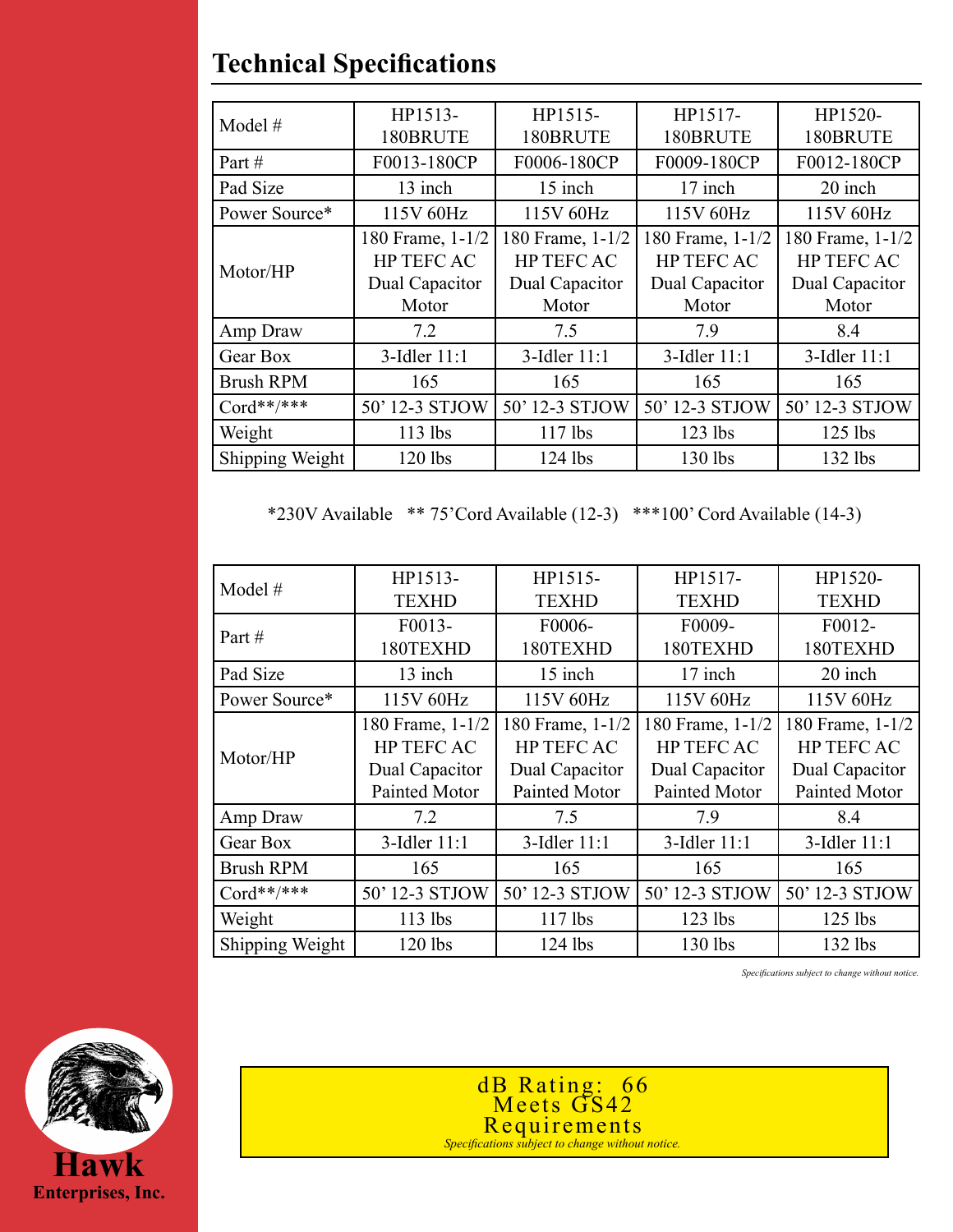# Technical Specifications

| Model # | HP1513-180BRUTE | HP1515-180BRUTE | HP1517-180BRUTE | HP1520-180BRUTE |
| --- | --- | --- | --- | --- |
| Part # | F0013-180CP | F0006-180CP | F0009-180CP | F0012-180CP |
| Pad Size | 13 inch | 15 inch | 17 inch | 20 inch |
| Power Source* | 115V 60Hz | 115V 60Hz | 115V 60Hz | 115V 60Hz |
| Motor/HP | 180 Frame, 1-1/2 HP TEFC AC Dual Capacitor Motor | 180 Frame, 1-1/2 HP TEFC AC Dual Capacitor Motor | 180 Frame, 1-1/2 HP TEFC AC Dual Capacitor Motor | 180 Frame, 1-1/2 HP TEFC AC Dual Capacitor Motor |
| Amp Draw | 7.2 | 7.5 | 7.9 | 8.4 |
| Gear Box | 3-Idler 11:1 | 3-Idler 11:1 | 3-Idler 11:1 | 3-Idler 11:1 |
| Brush RPM | 165 | 165 | 165 | 165 |
| Cord**/*** | 50' 12-3 STJOW | 50' 12-3 STJOW | 50' 12-3 STJOW | 50' 12-3 STJOW |
| Weight | 113 lbs | 117 lbs | 123 lbs | 125 lbs |
| Shipping Weight | 120 lbs | 124 lbs | 130 lbs | 132 lbs |

*230V Available ** 75'Cord Available (12-3) ***100' Cord Available (14-3)

| Model # | HP1513-TEXHD | HP1515-TEXHD | HP1517-TEXHD | HP1520-TEXHD |
| --- | --- | --- | --- | --- |
| Part # | F0013-180TEXHD | F0006-180TEXHD | F0009-180TEXHD | F0012-180TEXHD |
| Pad Size | 13 inch | 15 inch | 17 inch | 20 inch |
| Power Source* | 115V 60Hz | 115V 60Hz | 115V 60Hz | 115V 60Hz |
| Motor/HP | 180 Frame, 1-1/2 HP TEFC AC Dual Capacitor Painted Motor | 180 Frame, 1-1/2 HP TEFC AC Dual Capacitor Painted Motor | 180 Frame, 1-1/2 HP TEFC AC Dual Capacitor Painted Motor | 180 Frame, 1-1/2 HP TEFC AC Dual Capacitor Painted Motor |
| Amp Draw | 7.2 | 7.5 | 7.9 | 8.4 |
| Gear Box | 3-Idler 11:1 | 3-Idler 11:1 | 3-Idler 11:1 | 3-Idler 11:1 |
| Brush RPM | 165 | 165 | 165 | 165 |
| Cord**/*** | 50' 12-3 STJOW | 50' 12-3 STJOW | 50' 12-3 STJOW | 50' 12-3 STJOW |
| Weight | 113 lbs | 117 lbs | 123 lbs | 125 lbs |
| Shipping Weight | 120 lbs | 124 lbs | 130 lbs | 132 lbs |

*Specifications subject to change without notice.*

**Hawk**
**Enterprises, Inc.**

dB Rating: 66
Meets GS42
Requirements

*Specifications subject to change without notice.*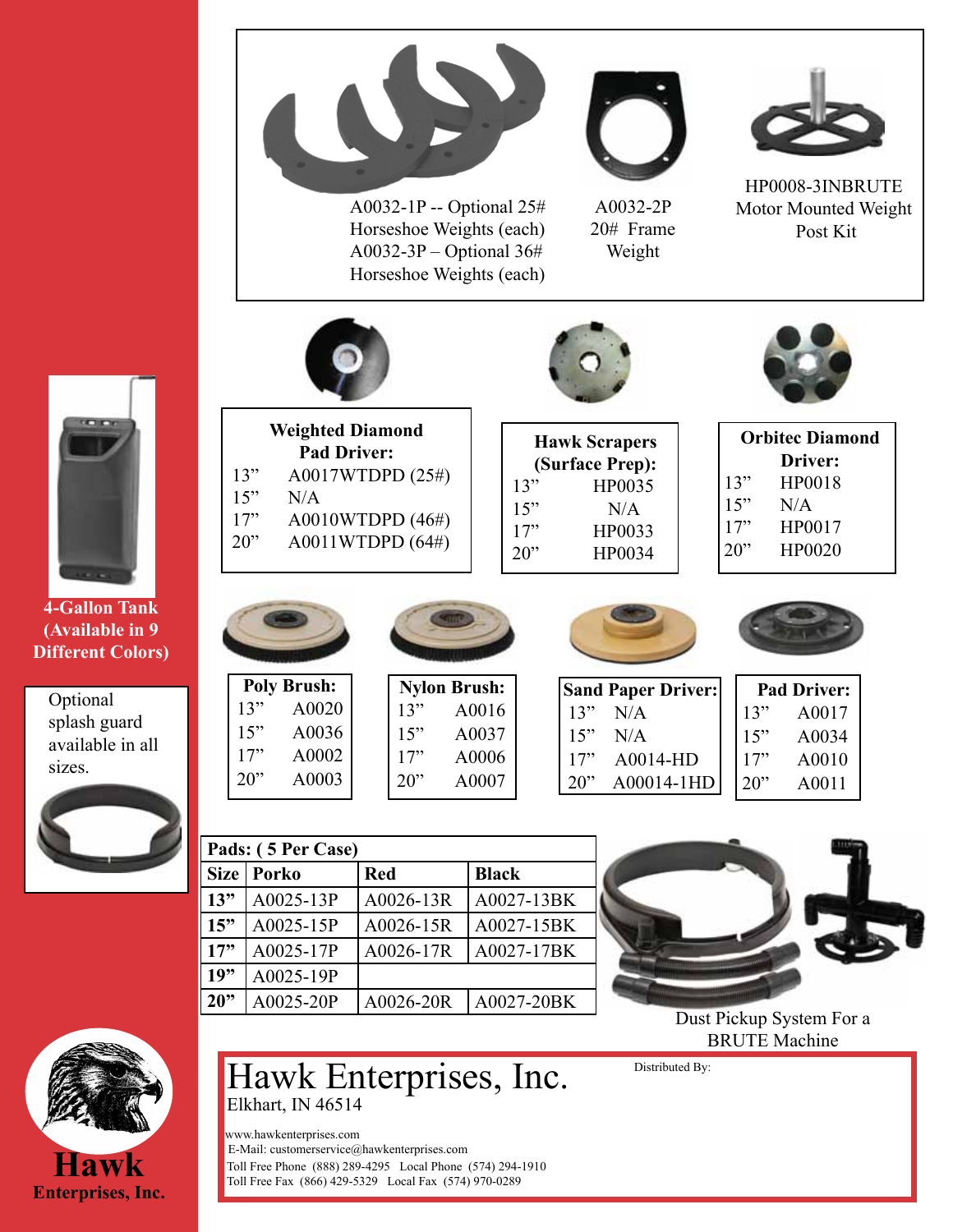A0032-1P -- Optional 25# Horseshoe Weights (each)
A0032-3P – Optional 36# Horseshoe Weights (each)

A0032-2P
20# Frame Weight

HP0008-3INBRUTE
Motor Mounted Weight Post Kit

**4-Gallon Tank (Available in 9 Different Colors)**

Optional splash guard available in all sizes.

| **Weighted Diamond Pad Driver:** | |
|---|---|
| 13" | A0017WTDPD (25#) |
| 15" | N/A |
| 17" | A0010WTDPD (46#) |
| 20" | A0011WTDPD (64#) |

| **Hawk Scrapers (Surface Prep):** | |
|---|---|
| 13" | HP0035 |
| 15" | N/A |
| 17" | HP0033 |
| 20" | HP0034 |

| **Orbitec Diamond Driver:** | |
|---|---|
| 13" | HP0018 |
| 15" | N/A |
| 17" | HP0017 |
| 20" | HP0020 |

| **Poly Brush:** | |
|---|---|
| 13" | A0020 |
| 15" | A0036 |
| 17" | A0002 |
| 20" | A0003 |

| **Nylon Brush:** | |
|---|---|
| 13" | A0016 |
| 15" | A0037 |
| 17" | A0006 |
| 20" | A0007 |

| **Sand Paper Driver:** | |
|---|---|
| 13" | N/A |
| 15" | N/A |
| 17" | A0014-HD |
| 20" | A00014-1HD |

| **Pad Driver:** | |
|---|---|
| 13" | A0017 |
| 15" | A0034 |
| 17" | A0010 |
| 20" | A0011 |

**Pads: ( 5 Per Case)**

| **Size** | **Porko** | **Red** | **Black** |
|---|---|---|---|
| **13"** | A0025-13P | A0026-13R | A0027-13BK |
| **15"** | A0025-15P | A0026-15R | A0027-15BK |
| **17"** | A0025-17P | A0026-17R | A0027-17BK |
| **19"** | A0025-19P | | |
| **20"** | A0025-20P | A0026-20R | A0027-20BK |

Dust Pickup System For a BRUTE Machine

**Hawk Enterprises, Inc.**

# Hawk Enterprises, Inc.

Elkhart, IN 46514

www.hawkenterprises.com
E-Mail: customerservice@hawkenterprises.com
Toll Free Phone (888) 289-4295 Local Phone (574) 294-1910
Toll Free Fax (866) 429-5329 Local Fax (574) 970-0289

Distributed By: